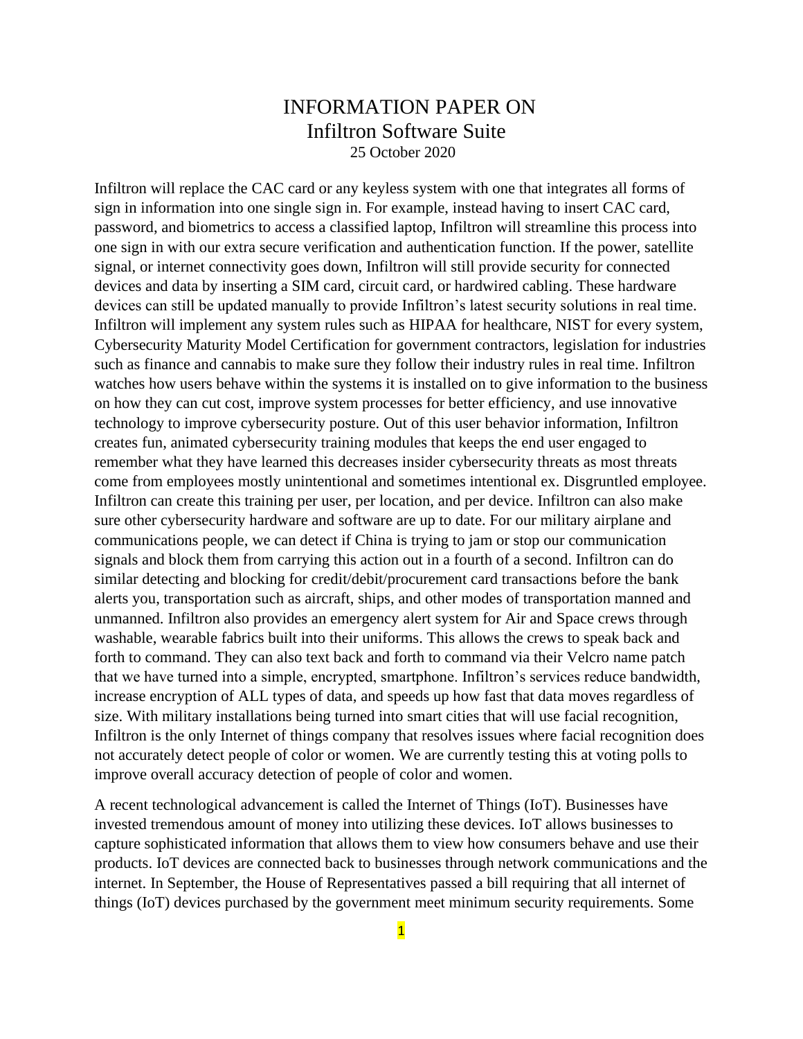# INFORMATION PAPER ON
# Infiltron Software Suite

25 October 2020

Infiltron will replace the CAC card or any keyless system with one that integrates all forms of sign in information into one single sign in. For example, instead having to insert CAC card, password, and biometrics to access a classified laptop, Infiltron will streamline this process into one sign in with our extra secure verification and authentication function. If the power, satellite signal, or internet connectivity goes down, Infiltron will still provide security for connected devices and data by inserting a SIM card, circuit card, or hardwired cabling. These hardware devices can still be updated manually to provide Infiltron's latest security solutions in real time. Infiltron will implement any system rules such as HIPAA for healthcare, NIST for every system, Cybersecurity Maturity Model Certification for government contractors, legislation for industries such as finance and cannabis to make sure they follow their industry rules in real time. Infiltron watches how users behave within the systems it is installed on to give information to the business on how they can cut cost, improve system processes for better efficiency, and use innovative technology to improve cybersecurity posture. Out of this user behavior information, Infiltron creates fun, animated cybersecurity training modules that keeps the end user engaged to remember what they have learned this decreases insider cybersecurity threats as most threats come from employees mostly unintentional and sometimes intentional ex. Disgruntled employee. Infiltron can create this training per user, per location, and per device. Infiltron can also make sure other cybersecurity hardware and software are up to date. For our military airplane and communications people, we can detect if China is trying to jam or stop our communication signals and block them from carrying this action out in a fourth of a second. Infiltron can do similar detecting and blocking for credit/debit/procurement card transactions before the bank alerts you, transportation such as aircraft, ships, and other modes of transportation manned and unmanned. Infiltron also provides an emergency alert system for Air and Space crews through washable, wearable fabrics built into their uniforms. This allows the crews to speak back and forth to command. They can also text back and forth to command via their Velcro name patch that we have turned into a simple, encrypted, smartphone. Infiltron's services reduce bandwidth, increase encryption of ALL types of data, and speeds up how fast that data moves regardless of size. With military installations being turned into smart cities that will use facial recognition, Infiltron is the only Internet of things company that resolves issues where facial recognition does not accurately detect people of color or women. We are currently testing this at voting polls to improve overall accuracy detection of people of color and women.

A recent technological advancement is called the Internet of Things (IoT). Businesses have invested tremendous amount of money into utilizing these devices. IoT allows businesses to capture sophisticated information that allows them to view how consumers behave and use their products. IoT devices are connected back to businesses through network communications and the internet. In September, the House of Representatives passed a bill requiring that all internet of things (IoT) devices purchased by the government meet minimum security requirements. Some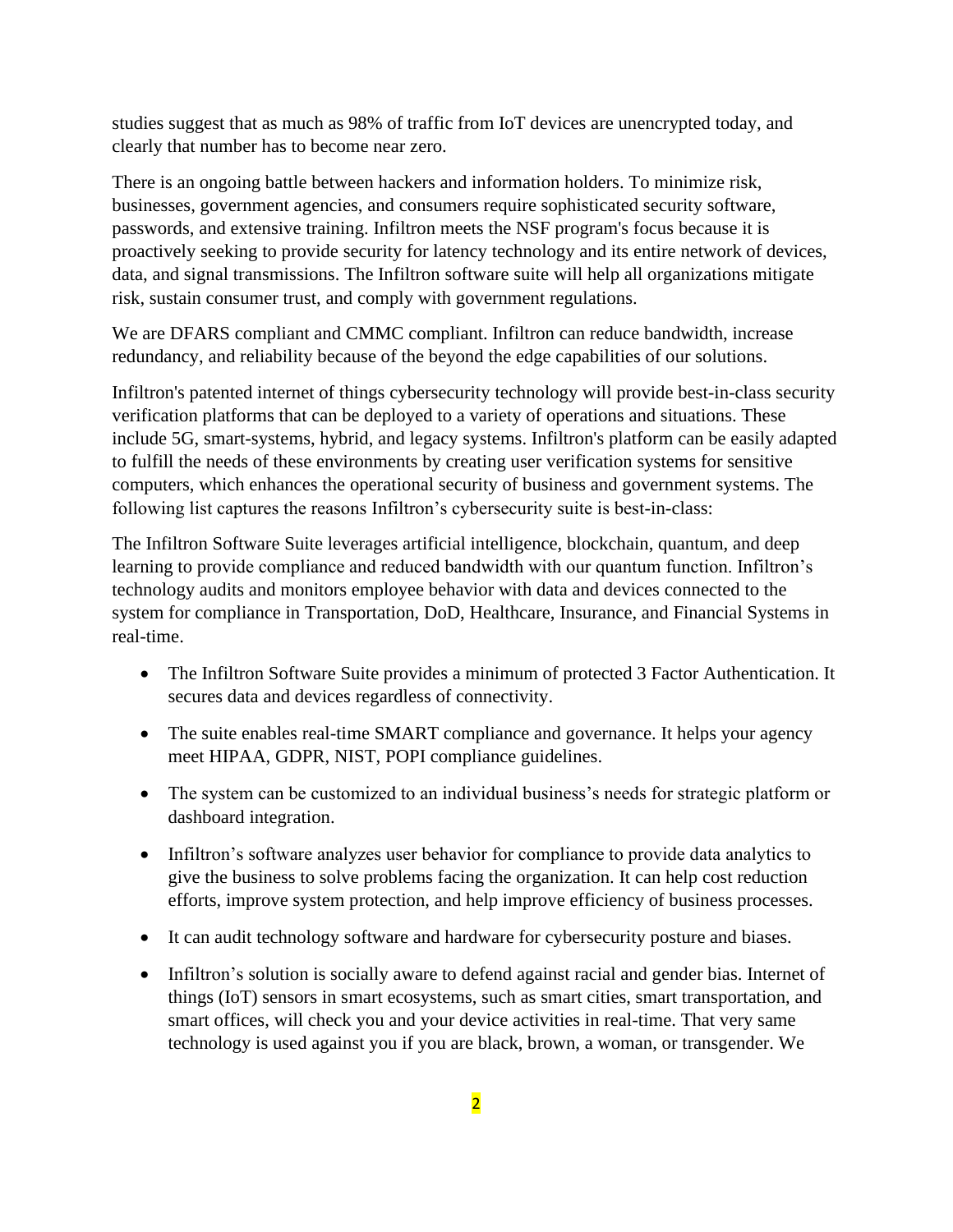studies suggest that as much as 98% of traffic from IoT devices are unencrypted today, and clearly that number has to become near zero.

There is an ongoing battle between hackers and information holders. To minimize risk, businesses, government agencies, and consumers require sophisticated security software, passwords, and extensive training. Infiltron meets the NSF program's focus because it is proactively seeking to provide security for latency technology and its entire network of devices, data, and signal transmissions. The Infiltron software suite will help all organizations mitigate risk, sustain consumer trust, and comply with government regulations.

We are DFARS compliant and CMMC compliant. Infiltron can reduce bandwidth, increase redundancy, and reliability because of the beyond the edge capabilities of our solutions.

Infiltron's patented internet of things cybersecurity technology will provide best-in-class security verification platforms that can be deployed to a variety of operations and situations. These include 5G, smart-systems, hybrid, and legacy systems. Infiltron's platform can be easily adapted to fulfill the needs of these environments by creating user verification systems for sensitive computers, which enhances the operational security of business and government systems. The following list captures the reasons Infiltron's cybersecurity suite is best-in-class:

The Infiltron Software Suite leverages artificial intelligence, blockchain, quantum, and deep learning to provide compliance and reduced bandwidth with our quantum function. Infiltron's technology audits and monitors employee behavior with data and devices connected to the system for compliance in Transportation, DoD, Healthcare, Insurance, and Financial Systems in real-time.

- The Infiltron Software Suite provides a minimum of protected 3 Factor Authentication. It secures data and devices regardless of connectivity.
- The suite enables real-time SMART compliance and governance. It helps your agency meet HIPAA, GDPR, NIST, POPI compliance guidelines.
- The system can be customized to an individual business's needs for strategic platform or dashboard integration.
- Infiltron's software analyzes user behavior for compliance to provide data analytics to give the business to solve problems facing the organization. It can help cost reduction efforts, improve system protection, and help improve efficiency of business processes.
- It can audit technology software and hardware for cybersecurity posture and biases.
- Infiltron's solution is socially aware to defend against racial and gender bias. Internet of things (IoT) sensors in smart ecosystems, such as smart cities, smart transportation, and smart offices, will check you and your device activities in real-time. That very same technology is used against you if you are black, brown, a woman, or transgender. We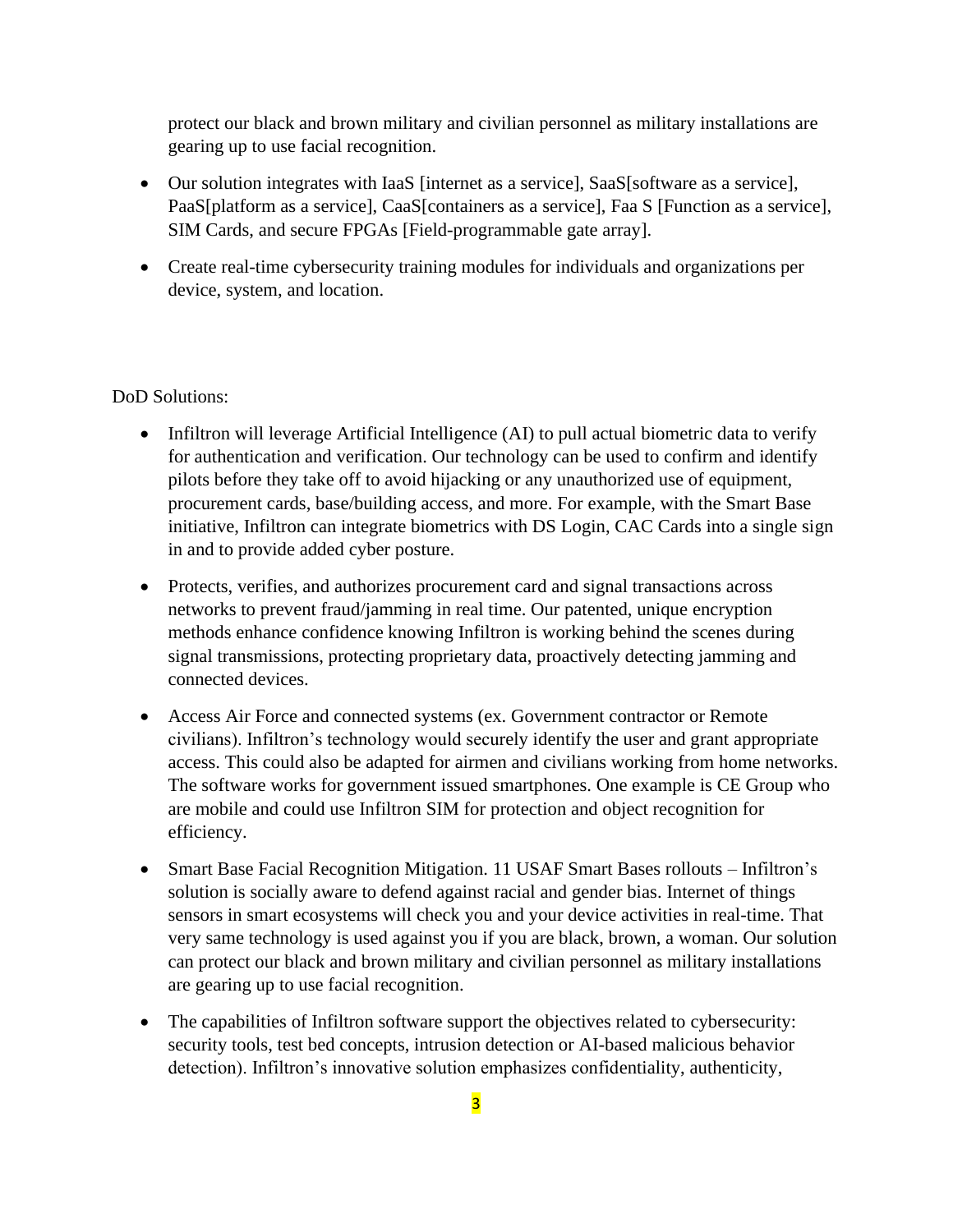protect our black and brown military and civilian personnel as military installations are gearing up to use facial recognition.

- Our solution integrates with IaaS [internet as a service], SaaS[software as a service], PaaS[platform as a service], CaaS[containers as a service], Faa S [Function as a service], SIM Cards, and secure FPGAs [Field-programmable gate array].
- Create real-time cybersecurity training modules for individuals and organizations per device, system, and location.

DoD Solutions:

- Infiltron will leverage Artificial Intelligence (AI) to pull actual biometric data to verify for authentication and verification. Our technology can be used to confirm and identify pilots before they take off to avoid hijacking or any unauthorized use of equipment, procurement cards, base/building access, and more. For example, with the Smart Base initiative, Infiltron can integrate biometrics with DS Login, CAC Cards into a single sign in and to provide added cyber posture.
- Protects, verifies, and authorizes procurement card and signal transactions across networks to prevent fraud/jamming in real time. Our patented, unique encryption methods enhance confidence knowing Infiltron is working behind the scenes during signal transmissions, protecting proprietary data, proactively detecting jamming and connected devices.
- Access Air Force and connected systems (ex. Government contractor or Remote civilians). Infiltron's technology would securely identify the user and grant appropriate access. This could also be adapted for airmen and civilians working from home networks. The software works for government issued smartphones. One example is CE Group who are mobile and could use Infiltron SIM for protection and object recognition for efficiency.
- Smart Base Facial Recognition Mitigation. 11 USAF Smart Bases rollouts – Infiltron's solution is socially aware to defend against racial and gender bias. Internet of things sensors in smart ecosystems will check you and your device activities in real-time. That very same technology is used against you if you are black, brown, a woman. Our solution can protect our black and brown military and civilian personnel as military installations are gearing up to use facial recognition.
- The capabilities of Infiltron software support the objectives related to cybersecurity: security tools, test bed concepts, intrusion detection or AI-based malicious behavior detection). Infiltron's innovative solution emphasizes confidentiality, authenticity,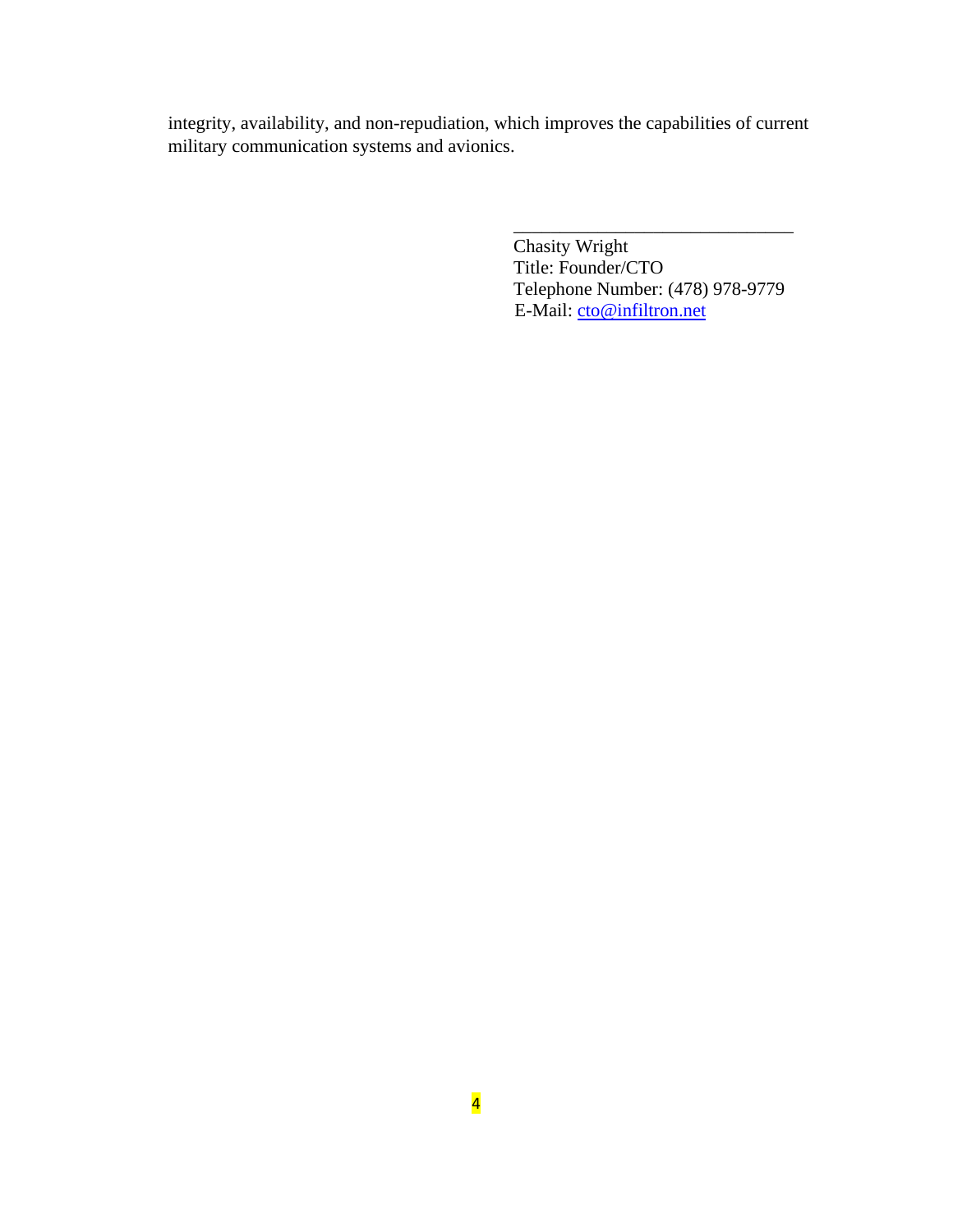integrity, availability, and non-repudiation, which improves the capabilities of current military communication systems and avionics.

\_\_\_\_\_\_\_\_\_\_\_\_\_\_\_\_\_\_\_\_\_\_\_\_\_\_\_\_\_\_\_

Chasity Wright
Title: Founder/CTO
Telephone Number: (478) 978-9779
E-Mail: cto@infiltron.net